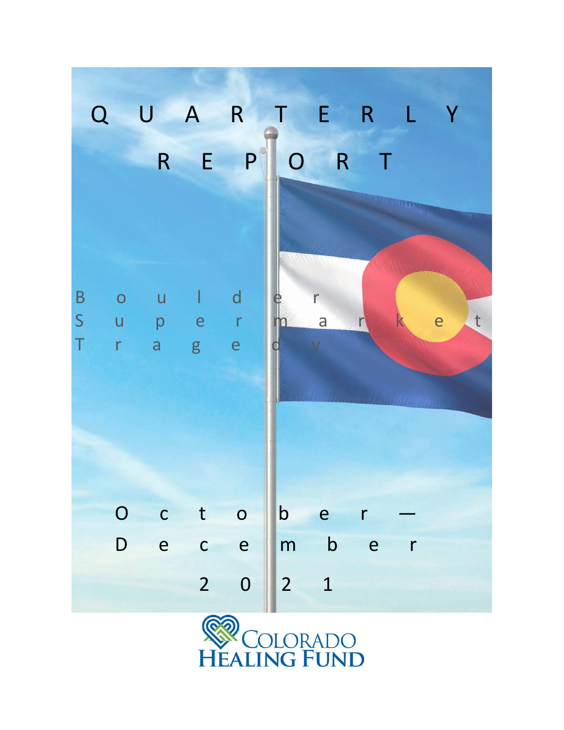# QUARTERLY REPORT

## Boulder Supermarket Tragedy

October — December 2021

COLORADO HEALING FUND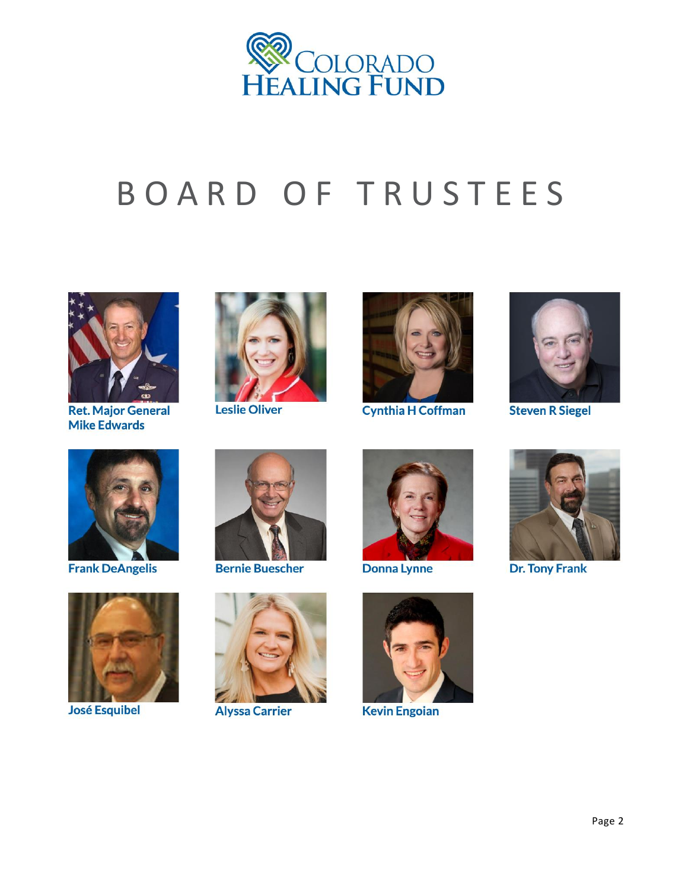# BOARD OF TRUSTEES

**Ret. Major General Mike Edwards**

**Leslie Oliver**

**Cynthia H Coffman**

**Steven R Siegel**

**Frank DeAngelis**

**Bernie Buescher**

**Donna Lynne**

**Dr. Tony Frank**

**José Esquibel**

**Alyssa Carrier**

**Kevin Engoian**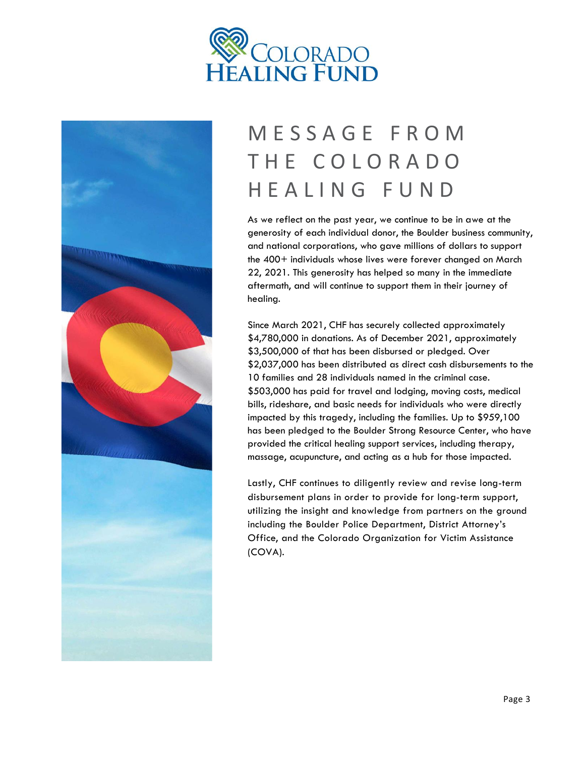# MESSAGE FROM THE COLORADO HEALING FUND

As we reflect on the past year, we continue to be in awe at the generosity of each individual donor, the Boulder business community, and national corporations, who gave millions of dollars to support the 400+ individuals whose lives were forever changed on March 22, 2021. This generosity has helped so many in the immediate aftermath, and will continue to support them in their journey of healing.

Since March 2021, CHF has securely collected approximately $4,780,000 in donations. As of December 2021, approximately $3,500,000 of that has been disbursed or pledged. Over $2,037,000 has been distributed as direct cash disbursements to the 10 families and 28 individuals named in the criminal case. $503,000 has paid for travel and lodging, moving costs, medical bills, rideshare, and basic needs for individuals who were directly impacted by this tragedy, including the families. Up to $959,100 has been pledged to the Boulder Strong Resource Center, who have provided the critical healing support services, including therapy, massage, acupuncture, and acting as a hub for those impacted.

Lastly, CHF continues to diligently review and revise long-term disbursement plans in order to provide for long-term support, utilizing the insight and knowledge from partners on the ground including the Boulder Police Department, District Attorney's Office, and the Colorado Organization for Victim Assistance (COVA).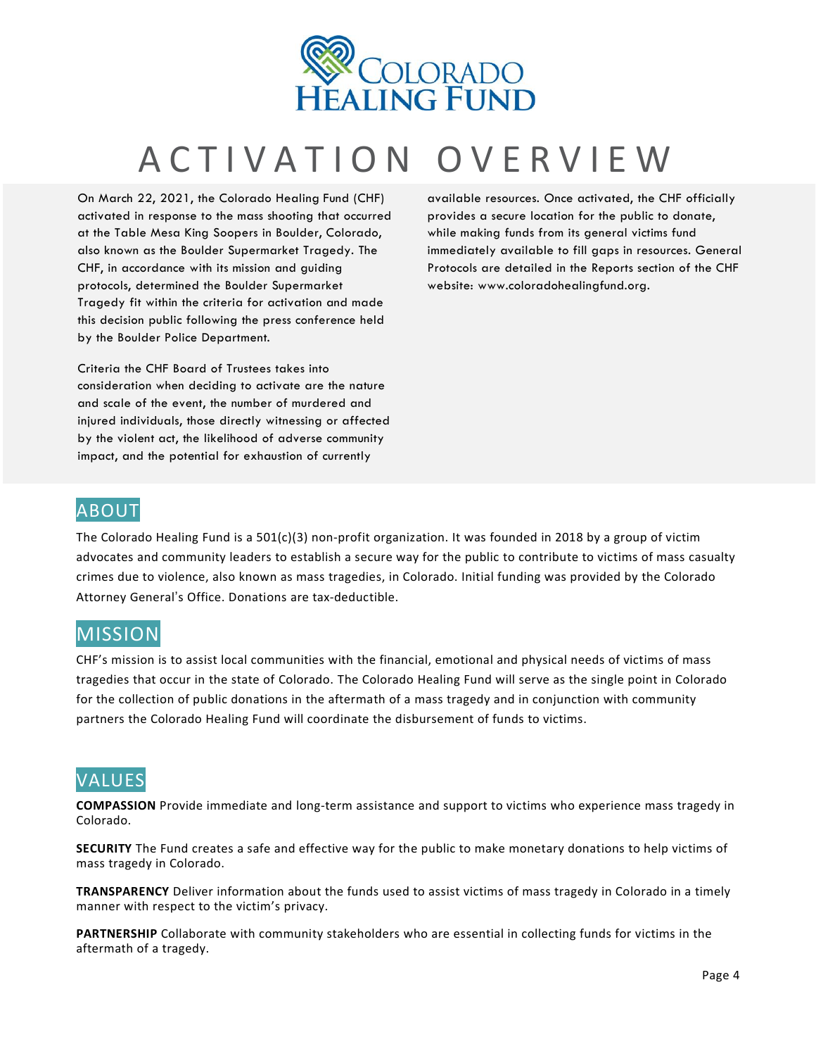# ACTIVATION OVERVIEW

On March 22, 2021, the Colorado Healing Fund (CHF) activated in response to the mass shooting that occurred at the Table Mesa King Soopers in Boulder, Colorado, also known as the Boulder Supermarket Tragedy. The CHF, in accordance with its mission and guiding protocols, determined the Boulder Supermarket Tragedy fit within the criteria for activation and made this decision public following the press conference held by the Boulder Police Department.

Criteria the CHF Board of Trustees takes into consideration when deciding to activate are the nature and scale of the event, the number of murdered and injured individuals, those directly witnessing or affected by the violent act, the likelihood of adverse community impact, and the potential for exhaustion of currently available resources. Once activated, the CHF officially provides a secure location for the public to donate, while making funds from its general victims fund immediately available to fill gaps in resources. General Protocols are detailed in the Reports section of the CHF website: www.coloradohealingfund.org.

## ABOUT

The Colorado Healing Fund is a 501(c)(3) non-profit organization. It was founded in 2018 by a group of victim advocates and community leaders to establish a secure way for the public to contribute to victims of mass casualty crimes due to violence, also known as mass tragedies, in Colorado. Initial funding was provided by the Colorado Attorney General's Office. Donations are tax-deductible.

## MISSION

CHF's mission is to assist local communities with the financial, emotional and physical needs of victims of mass tragedies that occur in the state of Colorado. The Colorado Healing Fund will serve as the single point in Colorado for the collection of public donations in the aftermath of a mass tragedy and in conjunction with community partners the Colorado Healing Fund will coordinate the disbursement of funds to victims.

## VALUES

**COMPASSION** Provide immediate and long-term assistance and support to victims who experience mass tragedy in Colorado.

**SECURITY** The Fund creates a safe and effective way for the public to make monetary donations to help victims of mass tragedy in Colorado.

**TRANSPARENCY** Deliver information about the funds used to assist victims of mass tragedy in Colorado in a timely manner with respect to the victim's privacy.

**PARTNERSHIP** Collaborate with community stakeholders who are essential in collecting funds for victims in the aftermath of a tragedy.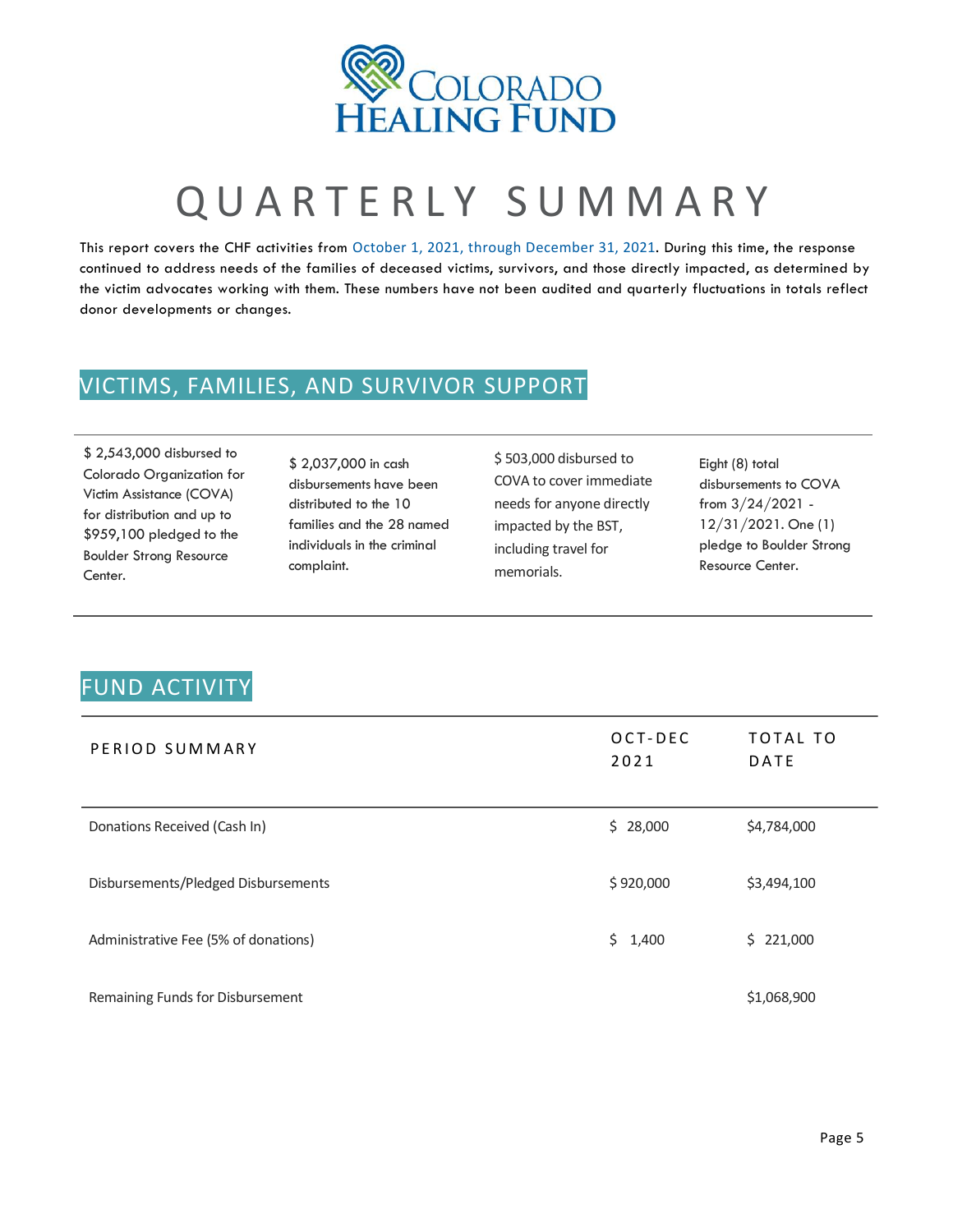# QUARTERLY SUMMARY

This report covers the CHF activities from October 1, 2021, through December 31, 2021. During this time, the response continued to address needs of the families of deceased victims, survivors, and those directly impacted, as determined by the victim advocates working with them. These numbers have not been audited and quarterly fluctuations in totals reflect donor developments or changes.

## VICTIMS, FAMILIES, AND SURVIVOR SUPPORT

$ 2,543,000 disbursed to Colorado Organization for Victim Assistance (COVA) for distribution and up to $959,100 pledged to the Boulder Strong Resource Center.

$ 2,037,000 in cash disbursements have been distributed to the 10 families and the 28 named individuals in the criminal complaint.

$ 503,000 disbursed to COVA to cover immediate needs for anyone directly impacted by the BST, including travel for memorials.

Eight (8) total disbursements to COVA from 3/24/2021 - 12/31/2021. One (1) pledge to Boulder Strong Resource Center.

## FUND ACTIVITY

| PERIOD SUMMARY | OCT-DEC 2021 | TOTAL TO DATE |
|---|---|---|
| Donations Received (Cash In) | $ 28,000 | $4,784,000 |
| Disbursements/Pledged Disbursements | $ 920,000 | $3,494,100 |
| Administrative Fee (5% of donations) | $ 1,400 | $ 221,000 |
| Remaining Funds for Disbursement | | $1,068,900 |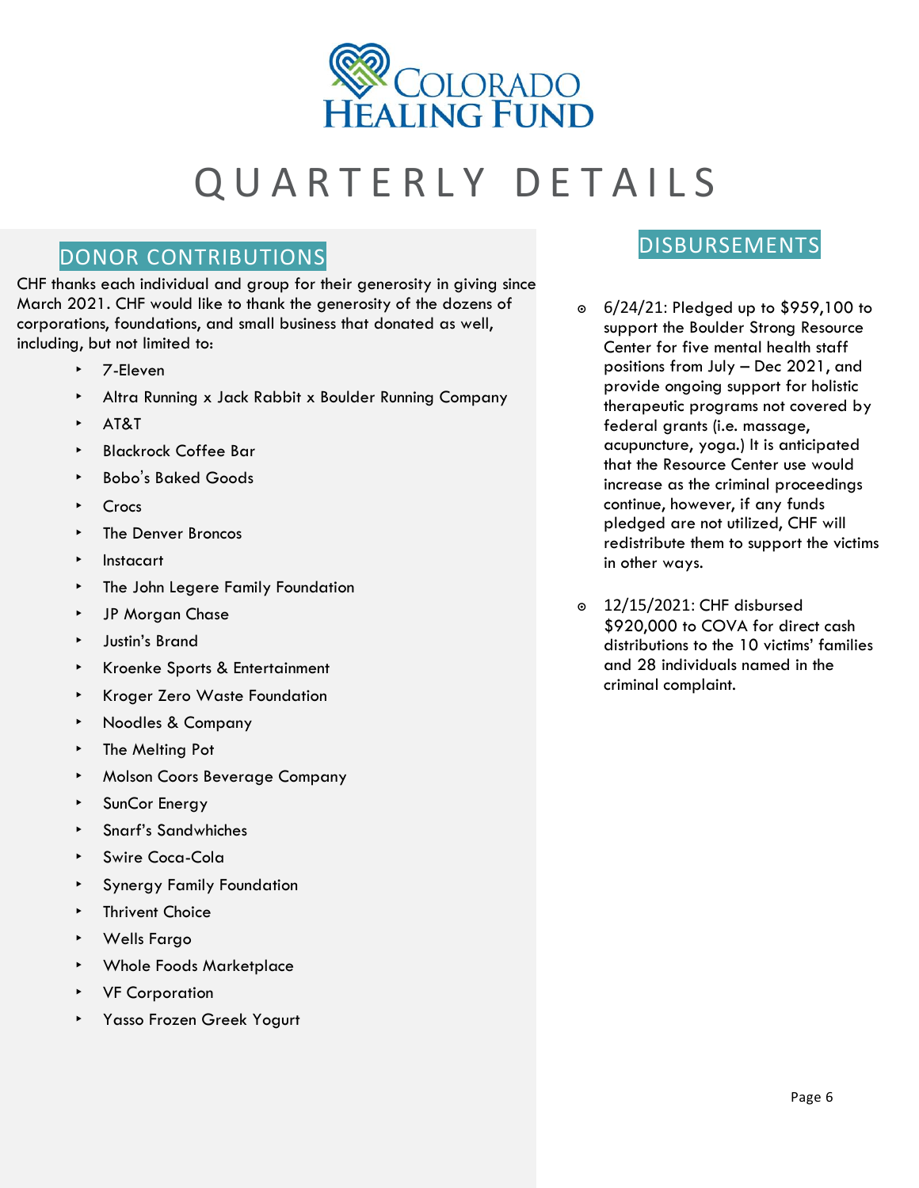# QUARTERLY DETAILS

## DONOR CONTRIBUTIONS

CHF thanks each individual and group for their generosity in giving since March 2021. CHF would like to thank the generosity of the dozens of corporations, foundations, and small business that donated as well, including, but not limited to:

- 7-Eleven
- Altra Running x Jack Rabbit x Boulder Running Company
- AT&T
- Blackrock Coffee Bar
- Bobo's Baked Goods
- Crocs
- The Denver Broncos
- Instacart
- The John Legere Family Foundation
- JP Morgan Chase
- Justin's Brand
- Kroenke Sports & Entertainment
- Kroger Zero Waste Foundation
- Noodles & Company
- The Melting Pot
- Molson Coors Beverage Company
- SunCor Energy
- Snarf's Sandwhiches
- Swire Coca-Cola
- Synergy Family Foundation
- Thrivent Choice
- Wells Fargo
- Whole Foods Marketplace
- VF Corporation
- Yasso Frozen Greek Yogurt

## DISBURSEMENTS

- 6/24/21: Pledged up to $959,100 to support the Boulder Strong Resource Center for five mental health staff positions from July – Dec 2021, and provide ongoing support for holistic therapeutic programs not covered by federal grants (i.e. massage, acupuncture, yoga.) It is anticipated that the Resource Center use would increase as the criminal proceedings continue, however, if any funds pledged are not utilized, CHF will redistribute them to support the victims in other ways.
- 12/15/2021: CHF disbursed $920,000 to COVA for direct cash distributions to the 10 victims' families and 28 individuals named in the criminal complaint.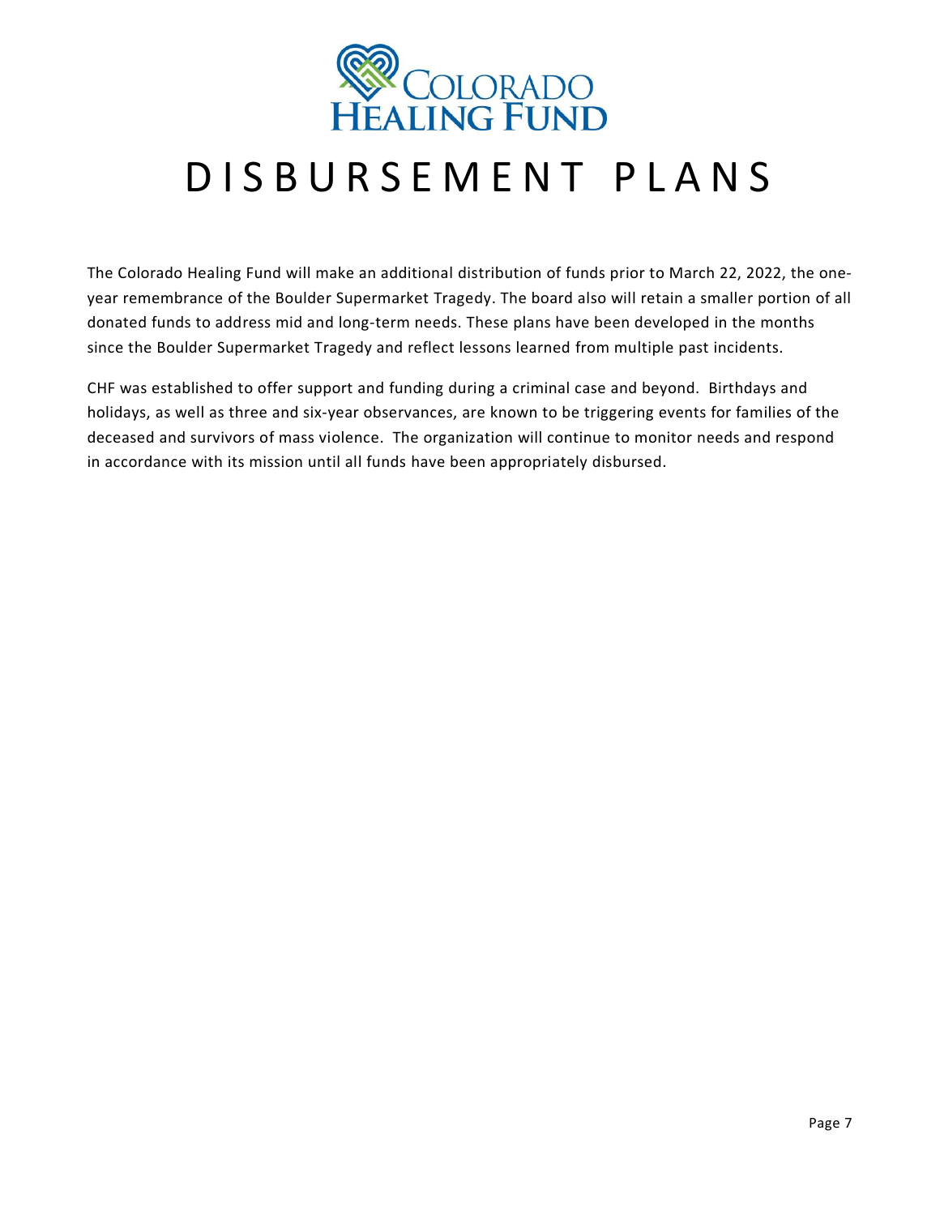# DISBURSEMENT PLANS

The Colorado Healing Fund will make an additional distribution of funds prior to March 22, 2022, the one-year remembrance of the Boulder Supermarket Tragedy. The board also will retain a smaller portion of all donated funds to address mid and long-term needs. These plans have been developed in the months since the Boulder Supermarket Tragedy and reflect lessons learned from multiple past incidents.

CHF was established to offer support and funding during a criminal case and beyond. Birthdays and holidays, as well as three and six-year observances, are known to be triggering events for families of the deceased and survivors of mass violence. The organization will continue to monitor needs and respond in accordance with its mission until all funds have been appropriately disbursed.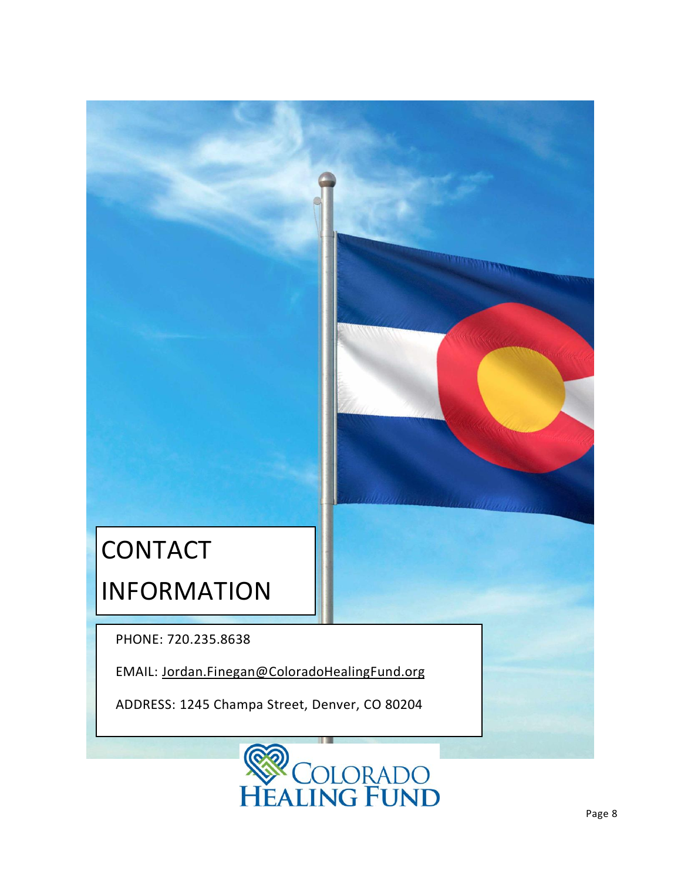# CONTACT INFORMATION

PHONE: 720.235.8638

EMAIL: Jordan.Finegan@ColoradoHealingFund.org

ADDRESS: 1245 Champa Street, Denver, CO 80204

COLORADO HEALING FUND